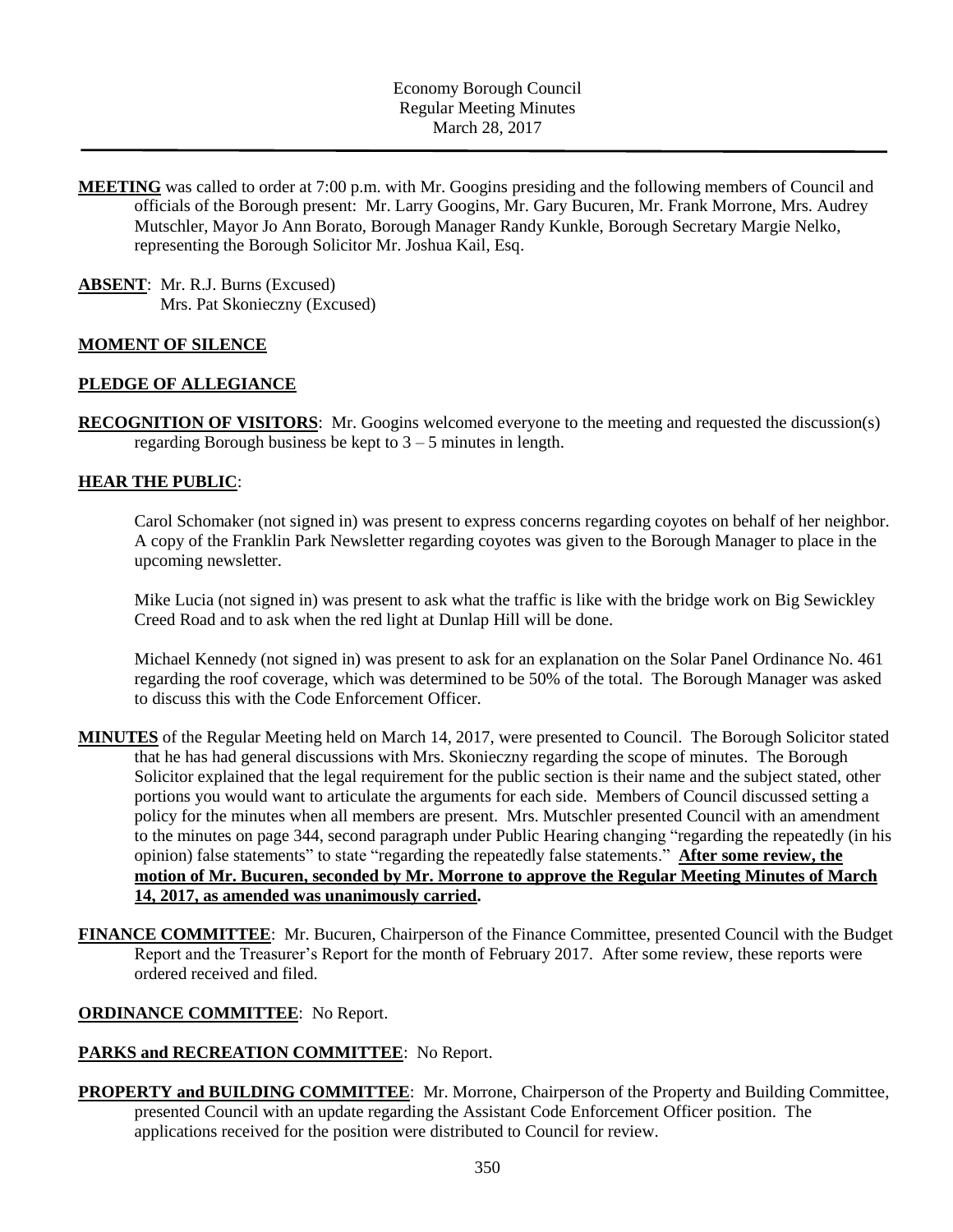Economy Borough Council
Regular Meeting Minutes
March 28, 2017

---

**MEETING** was called to order at 7:00 p.m. with Mr. Googins presiding and the following members of Council and officials of the Borough present: Mr. Larry Googins, Mr. Gary Bucuren, Mr. Frank Morrone, Mrs. Audrey Mutschler, Mayor Jo Ann Borato, Borough Manager Randy Kunkle, Borough Secretary Margie Nelko, representing the Borough Solicitor Mr. Joshua Kail, Esq.

**ABSENT**: Mr. R.J. Burns (Excused)
Mrs. Pat Skonieczny (Excused)

**MOMENT OF SILENCE**

**PLEDGE OF ALLEGIANCE**

**RECOGNITION OF VISITORS**: Mr. Googins welcomed everyone to the meeting and requested the discussion(s) regarding Borough business be kept to 3 – 5 minutes in length.

**HEAR THE PUBLIC**:

Carol Schomaker (not signed in) was present to express concerns regarding coyotes on behalf of her neighbor. A copy of the Franklin Park Newsletter regarding coyotes was given to the Borough Manager to place in the upcoming newsletter.

Mike Lucia (not signed in) was present to ask what the traffic is like with the bridge work on Big Sewickley Creed Road and to ask when the red light at Dunlap Hill will be done.

Michael Kennedy (not signed in) was present to ask for an explanation on the Solar Panel Ordinance No. 461 regarding the roof coverage, which was determined to be 50% of the total. The Borough Manager was asked to discuss this with the Code Enforcement Officer.

**MINUTES** of the Regular Meeting held on March 14, 2017, were presented to Council. The Borough Solicitor stated that he has had general discussions with Mrs. Skonieczny regarding the scope of minutes. The Borough Solicitor explained that the legal requirement for the public section is their name and the subject stated, other portions you would want to articulate the arguments for each side. Members of Council discussed setting a policy for the minutes when all members are present. Mrs. Mutschler presented Council with an amendment to the minutes on page 344, second paragraph under Public Hearing changing "regarding the repeatedly (in his opinion) false statements" to state "regarding the repeatedly false statements." **After some review, the motion of Mr. Bucuren, seconded by Mr. Morrone to approve the Regular Meeting Minutes of March 14, 2017, as amended was unanimously carried.**

**FINANCE COMMITTEE**: Mr. Bucuren, Chairperson of the Finance Committee, presented Council with the Budget Report and the Treasurer's Report for the month of February 2017. After some review, these reports were ordered received and filed.

**ORDINANCE COMMITTEE**: No Report.

**PARKS and RECREATION COMMITTEE**: No Report.

**PROPERTY and BUILDING COMMITTEE**: Mr. Morrone, Chairperson of the Property and Building Committee, presented Council with an update regarding the Assistant Code Enforcement Officer position. The applications received for the position were distributed to Council for review.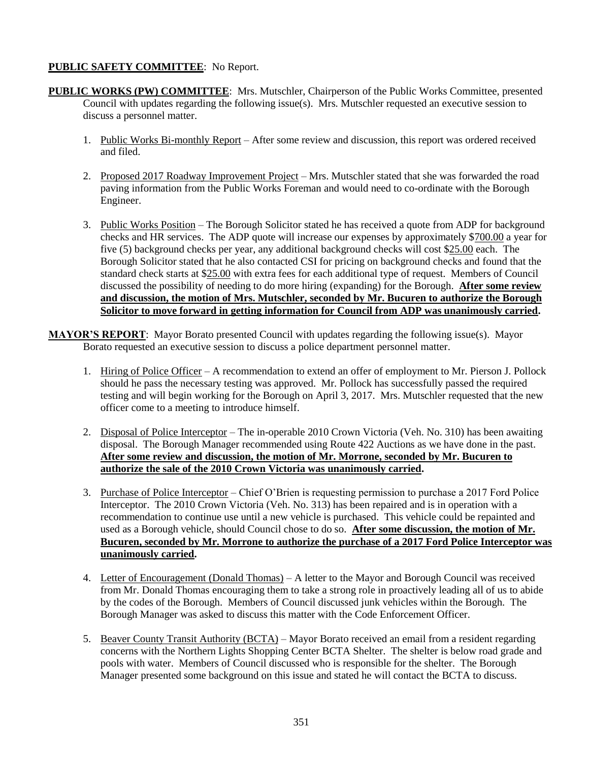**PUBLIC SAFETY COMMITTEE**: No Report.

**PUBLIC WORKS (PW) COMMITTEE**: Mrs. Mutschler, Chairperson of the Public Works Committee, presented Council with updates regarding the following issue(s). Mrs. Mutschler requested an executive session to discuss a personnel matter.

1. Public Works Bi-monthly Report – After some review and discussion, this report was ordered received and filed.

2. Proposed 2017 Roadway Improvement Project – Mrs. Mutschler stated that she was forwarded the road paving information from the Public Works Foreman and would need to co-ordinate with the Borough Engineer.

3. Public Works Position – The Borough Solicitor stated he has received a quote from ADP for background checks and HR services. The ADP quote will increase our expenses by approximately $700.00 a year for five (5) background checks per year, any additional background checks will cost $25.00 each. The Borough Solicitor stated that he also contacted CSI for pricing on background checks and found that the standard check starts at $25.00 with extra fees for each additional type of request. Members of Council discussed the possibility of needing to do more hiring (expanding) for the Borough. **After some review and discussion, the motion of Mrs. Mutschler, seconded by Mr. Bucuren to authorize the Borough Solicitor to move forward in getting information for Council from ADP was unanimously carried.**

**MAYOR'S REPORT**: Mayor Borato presented Council with updates regarding the following issue(s). Mayor Borato requested an executive session to discuss a police department personnel matter.

1. Hiring of Police Officer – A recommendation to extend an offer of employment to Mr. Pierson J. Pollock should he pass the necessary testing was approved. Mr. Pollock has successfully passed the required testing and will begin working for the Borough on April 3, 2017. Mrs. Mutschler requested that the new officer come to a meeting to introduce himself.

2. Disposal of Police Interceptor – The in-operable 2010 Crown Victoria (Veh. No. 310) has been awaiting disposal. The Borough Manager recommended using Route 422 Auctions as we have done in the past. **After some review and discussion, the motion of Mr. Morrone, seconded by Mr. Bucuren to authorize the sale of the 2010 Crown Victoria was unanimously carried.**

3. Purchase of Police Interceptor – Chief O'Brien is requesting permission to purchase a 2017 Ford Police Interceptor. The 2010 Crown Victoria (Veh. No. 313) has been repaired and is in operation with a recommendation to continue use until a new vehicle is purchased. This vehicle could be repainted and used as a Borough vehicle, should Council chose to do so. **After some discussion, the motion of Mr. Bucuren, seconded by Mr. Morrone to authorize the purchase of a 2017 Ford Police Interceptor was unanimously carried.**

4. Letter of Encouragement (Donald Thomas) – A letter to the Mayor and Borough Council was received from Mr. Donald Thomas encouraging them to take a strong role in proactively leading all of us to abide by the codes of the Borough. Members of Council discussed junk vehicles within the Borough. The Borough Manager was asked to discuss this matter with the Code Enforcement Officer.

5. Beaver County Transit Authority (BCTA) – Mayor Borato received an email from a resident regarding concerns with the Northern Lights Shopping Center BCTA Shelter. The shelter is below road grade and pools with water. Members of Council discussed who is responsible for the shelter. The Borough Manager presented some background on this issue and stated he will contact the BCTA to discuss.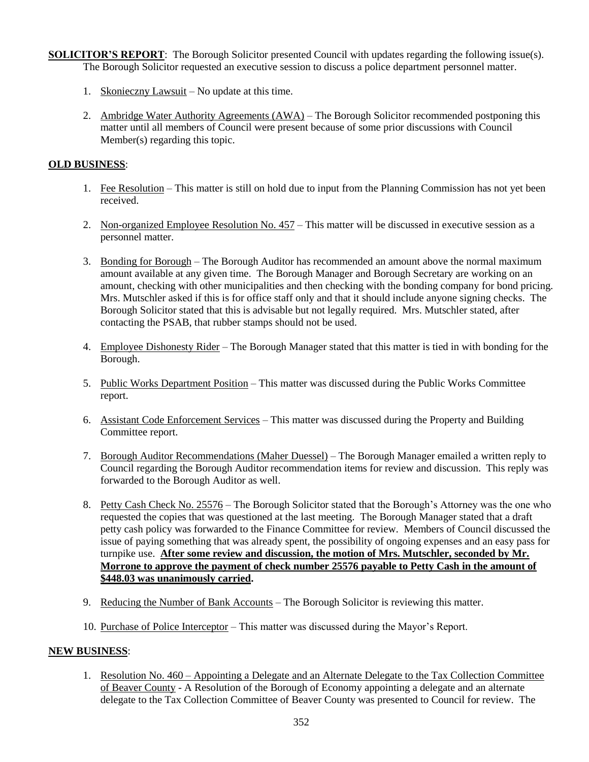**SOLICITOR'S REPORT**: The Borough Solicitor presented Council with updates regarding the following issue(s). The Borough Solicitor requested an executive session to discuss a police department personnel matter.

1. Skonieczny Lawsuit – No update at this time.
2. Ambridge Water Authority Agreements (AWA) – The Borough Solicitor recommended postponing this matter until all members of Council were present because of some prior discussions with Council Member(s) regarding this topic.

**OLD BUSINESS**:

1. Fee Resolution – This matter is still on hold due to input from the Planning Commission has not yet been received.
2. Non-organized Employee Resolution No. 457 – This matter will be discussed in executive session as a personnel matter.
3. Bonding for Borough – The Borough Auditor has recommended an amount above the normal maximum amount available at any given time. The Borough Manager and Borough Secretary are working on an amount, checking with other municipalities and then checking with the bonding company for bond pricing. Mrs. Mutschler asked if this is for office staff only and that it should include anyone signing checks. The Borough Solicitor stated that this is advisable but not legally required. Mrs. Mutschler stated, after contacting the PSAB, that rubber stamps should not be used.
4. Employee Dishonesty Rider – The Borough Manager stated that this matter is tied in with bonding for the Borough.
5. Public Works Department Position – This matter was discussed during the Public Works Committee report.
6. Assistant Code Enforcement Services – This matter was discussed during the Property and Building Committee report.
7. Borough Auditor Recommendations (Maher Duessel) – The Borough Manager emailed a written reply to Council regarding the Borough Auditor recommendation items for review and discussion. This reply was forwarded to the Borough Auditor as well.
8. Petty Cash Check No. 25576 – The Borough Solicitor stated that the Borough's Attorney was the one who requested the copies that was questioned at the last meeting. The Borough Manager stated that a draft petty cash policy was forwarded to the Finance Committee for review. Members of Council discussed the issue of paying something that was already spent, the possibility of ongoing expenses and an easy pass for turnpike use. **After some review and discussion, the motion of Mrs. Mutschler, seconded by Mr. Morrone to approve the payment of check number 25576 payable to Petty Cash in the amount of $448.03 was unanimously carried.**
9. Reducing the Number of Bank Accounts – The Borough Solicitor is reviewing this matter.
10. Purchase of Police Interceptor – This matter was discussed during the Mayor's Report.

**NEW BUSINESS**:

1. Resolution No. 460 – Appointing a Delegate and an Alternate Delegate to the Tax Collection Committee of Beaver County - A Resolution of the Borough of Economy appointing a delegate and an alternate delegate to the Tax Collection Committee of Beaver County was presented to Council for review. The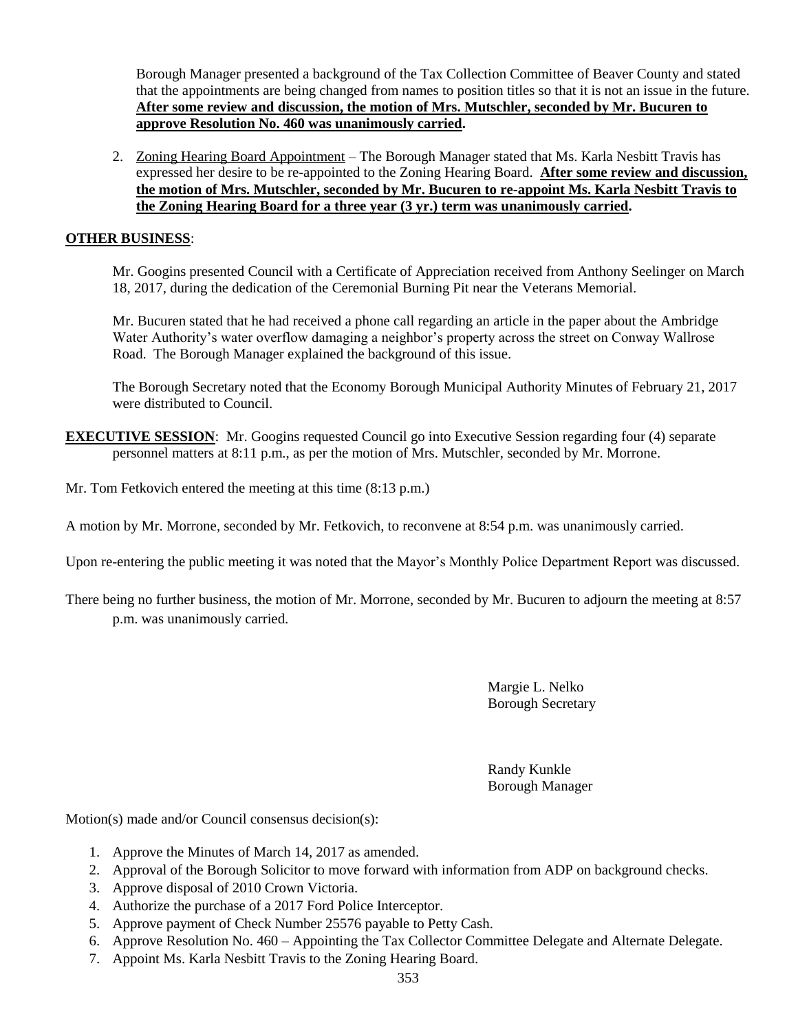Borough Manager presented a background of the Tax Collection Committee of Beaver County and stated that the appointments are being changed from names to position titles so that it is not an issue in the future. **After some review and discussion, the motion of Mrs. Mutschler, seconded by Mr. Bucuren to approve Resolution No. 460 was unanimously carried.**

2. Zoning Hearing Board Appointment – The Borough Manager stated that Ms. Karla Nesbitt Travis has expressed her desire to be re-appointed to the Zoning Hearing Board. **After some review and discussion, the motion of Mrs. Mutschler, seconded by Mr. Bucuren to re-appoint Ms. Karla Nesbitt Travis to the Zoning Hearing Board for a three year (3 yr.) term was unanimously carried.**

**OTHER BUSINESS**:

Mr. Googins presented Council with a Certificate of Appreciation received from Anthony Seelinger on March 18, 2017, during the dedication of the Ceremonial Burning Pit near the Veterans Memorial.

Mr. Bucuren stated that he had received a phone call regarding an article in the paper about the Ambridge Water Authority's water overflow damaging a neighbor's property across the street on Conway Wallrose Road. The Borough Manager explained the background of this issue.

The Borough Secretary noted that the Economy Borough Municipal Authority Minutes of February 21, 2017 were distributed to Council.

**EXECUTIVE SESSION**: Mr. Googins requested Council go into Executive Session regarding four (4) separate personnel matters at 8:11 p.m., as per the motion of Mrs. Mutschler, seconded by Mr. Morrone.

Mr. Tom Fetkovich entered the meeting at this time (8:13 p.m.)

A motion by Mr. Morrone, seconded by Mr. Fetkovich, to reconvene at 8:54 p.m. was unanimously carried.

Upon re-entering the public meeting it was noted that the Mayor's Monthly Police Department Report was discussed.

There being no further business, the motion of Mr. Morrone, seconded by Mr. Bucuren to adjourn the meeting at 8:57 p.m. was unanimously carried.

Margie L. Nelko
Borough Secretary

Randy Kunkle
Borough Manager

Motion(s) made and/or Council consensus decision(s):

1. Approve the Minutes of March 14, 2017 as amended.
2. Approval of the Borough Solicitor to move forward with information from ADP on background checks.
3. Approve disposal of 2010 Crown Victoria.
4. Authorize the purchase of a 2017 Ford Police Interceptor.
5. Approve payment of Check Number 25576 payable to Petty Cash.
6. Approve Resolution No. 460 – Appointing the Tax Collector Committee Delegate and Alternate Delegate.
7. Appoint Ms. Karla Nesbitt Travis to the Zoning Hearing Board.